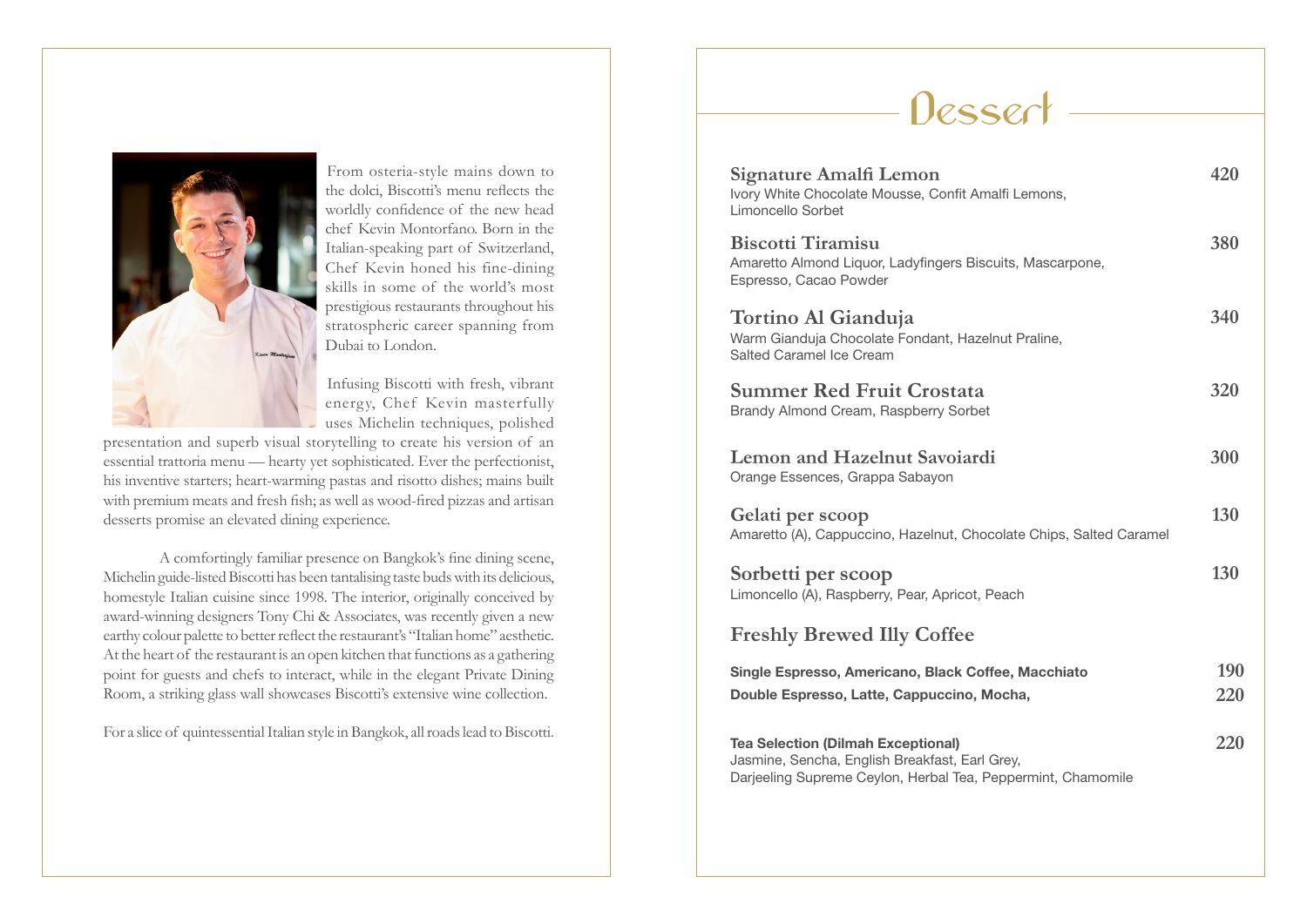From osteria-style mains down to the dolci, Biscotti's menu reflects the worldly confidence of the new head chef Kevin Montorfano. Born in the Italian-speaking part of Switzerland, Chef Kevin honed his fine-dining skills in some of the world's most prestigious restaurants throughout his stratospheric career spanning from Dubai to London.

Infusing Biscotti with fresh, vibrant energy, Chef Kevin masterfully uses Michelin techniques, polished presentation and superb visual storytelling to create his version of an essential trattoria menu — hearty yet sophisticated. Ever the perfectionist, his inventive starters; heart-warming pastas and risotto dishes; mains built with premium meats and fresh fish; as well as wood-fired pizzas and artisan desserts promise an elevated dining experience.

A comfortingly familiar presence on Bangkok's fine dining scene, Michelin guide-listed Biscotti has been tantalising taste buds with its delicious, homestyle Italian cuisine since 1998. The interior, originally conceived by award-winning designers Tony Chi & Associates, was recently given a new earthy colour palette to better reflect the restaurant's "Italian home" aesthetic. At the heart of the restaurant is an open kitchen that functions as a gathering point for guests and chefs to interact, while in the elegant Private Dining Room, a striking glass wall showcases Biscotti's extensive wine collection.

For a slice of quintessential Italian style in Bangkok, all roads lead to Biscotti.

# Dessert

**Signature Amalfi Lemon** — 420
Ivory White Chocolate Mousse, Confit Amalfi Lemons, Limoncello Sorbet

**Biscotti Tiramisu** — 380
Amaretto Almond Liquor, Ladyfingers Biscuits, Mascarpone, Espresso, Cacao Powder

**Tortino Al Gianduja** — 340
Warm Gianduja Chocolate Fondant, Hazelnut Praline, Salted Caramel Ice Cream

**Summer Red Fruit Crostata** — 320
Brandy Almond Cream, Raspberry Sorbet

**Lemon and Hazelnut Savoiardi** — 300
Orange Essences, Grappa Sabayon

**Gelati per scoop** — 130
Amaretto (A), Cappuccino, Hazelnut, Chocolate Chips, Salted Caramel

**Sorbetti per scoop** — 130
Limoncello (A), Raspberry, Pear, Apricot, Peach

## Freshly Brewed Illy Coffee

**Single Espresso, Americano, Black Coffee, Macchiato** — 190

**Double Espresso, Latte, Cappuccino, Mocha,** — 220

**Tea Selection (Dilmah Exceptional)** — 220
Jasmine, Sencha, English Breakfast, Earl Grey, Darjeeling Supreme Ceylon, Herbal Tea, Peppermint, Chamomile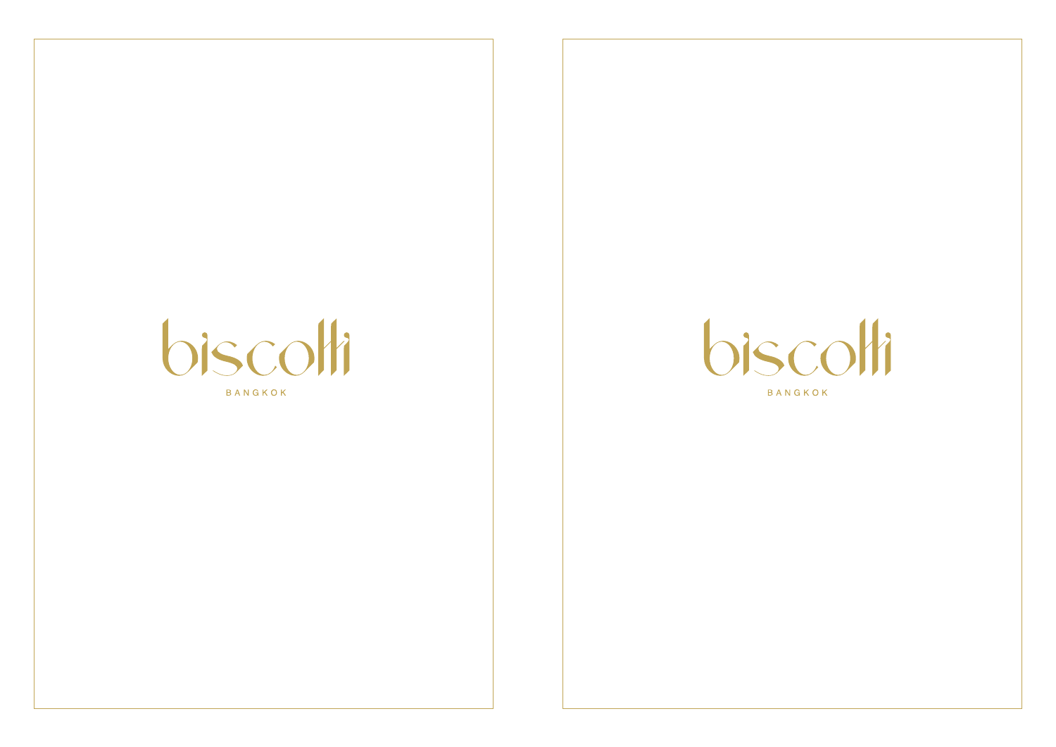biscotti

BANGKOK

biscotti

BANGKOK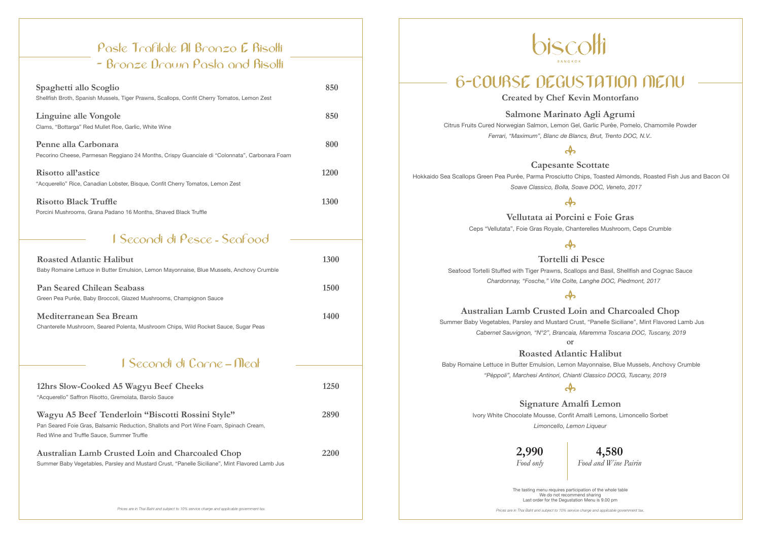## Paste Trafilate Al Bronzo E Risotti - Bronze Drawn Pasta and Risotti

**Spaghetti allo Scoglio** 850
Shellfish Broth, Spanish Mussels, Tiger Prawns, Scallops, Confit Cherry Tomatos, Lemon Zest

**Linguine alle Vongole** 850
Clams, "Bottarga" Red Mullet Roe, Garlic, White Wine

**Penne alla Carbonara** 800
Pecorino Cheese, Parmesan Reggiano 24 Months, Crispy Guanciale di "Colonnata", Carbonara Foam

**Risotto all'astice** 1200
"Acquerello" Rice, Canadian Lobster, Bisque, Confit Cherry Tomatos, Lemon Zest

**Risotto Black Truffle** 1300
Porcini Mushrooms, Grana Padano 16 Months, Shaved Black Truffle

## I Secondi di Pesce - Seafood

**Roasted Atlantic Halibut** 1300
Baby Romaine Lettuce in Butter Emulsion, Lemon Mayonnaise, Blue Mussels, Anchovy Crumble

**Pan Seared Chilean Seabass** 1500
Green Pea Purée, Baby Broccoli, Glazed Mushrooms, Champignon Sauce

**Mediterranean Sea Bream** 1400
Chanterelle Mushroom, Seared Polenta, Mushroom Chips, Wild Rocket Sauce, Sugar Peas

## I Secondi di Carne – Meat

**12hrs Slow-Cooked A5 Wagyu Beef Cheeks** 1250
"Acquerello" Saffron Risotto, Gremolata, Barolo Sauce

**Wagyu A5 Beef Tenderloin "Biscotti Rossini Style"** 2890
Pan Seared Foie Gras, Balsamic Reduction, Shallots and Port Wine Foam, Spinach Cream, Red Wine and Truffle Sauce, Summer Truffle

**Australian Lamb Crusted Loin and Charcoaled Chop** 2200
Summer Baby Vegetables, Parsley and Mustard Crust, "Panelle Siciliane", Mint Flavored Lamb Jus

*Prices are in Thai Baht and subject to 10% service charge and applicable government tax.*

# biscotti
BANGKOK

## 6-COURSE DEGUSTATION MENU

**Created by Chef Kevin Montorfano**

**Salmone Marinato Agli Agrumi**
Citrus Fruits Cured Norwegian Salmon, Lemon Gel, Garlic Purée, Pomelo, Chamomile Powder
*Ferrari, "Maximum", Blanc de Blancs, Brut, Trento DOC, N.V..*

**Capesante Scottate**
Hokkaido Sea Scallops Green Pea Purée, Parma Prosciutto Chips, Toasted Almonds, Roasted Fish Jus and Bacon Oil
*Soave Classico, Bolla, Soave DOC, Veneto, 2017*

**Vellutata ai Porcini e Foie Gras**
Ceps "Vellutata", Foie Gras Royale, Chanterelles Mushroom, Ceps Crumble

**Tortelli di Pesce**
Seafood Tortelli Stuffed with Tiger Prawns, Scallops and Basil, Shellfish and Cognac Sauce
*Chardonnay, "Fosche," Vite Colte, Langhe DOC, Piedmont, 2017*

**Australian Lamb Crusted Loin and Charcoaled Chop**
Summer Baby Vegetables, Parsley and Mustard Crust, "Panelle Siciliane", Mint Flavored Lamb Jus
*Cabernet Sauvignon, "N°2", Brancaia, Maremma Toscana DOC, Tuscany, 2019*

or

**Roasted Atlantic Halibut**
Baby Romaine Lettuce in Butter Emulsion, Lemon Mayonnaise, Blue Mussels, Anchovy Crumble
*"Pèppoli", Marchesi Antinori, Chianti Classico DOCG, Tuscany, 2019*

**Signature Amalfi Lemon**
Ivory White Chocolate Mousse, Confit Amalfi Lemons, Limoncello Sorbet
*Limoncello, Lemon Liqueur*

**2,990** *Food only*

**4,580** *Food and Wine Pairin*

The tasting menu requires participation of the whole table
We do not recommend sharing
Last order for the Degustation Menu is 9.00 pm

*Prices are in Thai Baht and subject to 10% service charge and applicable government tax.*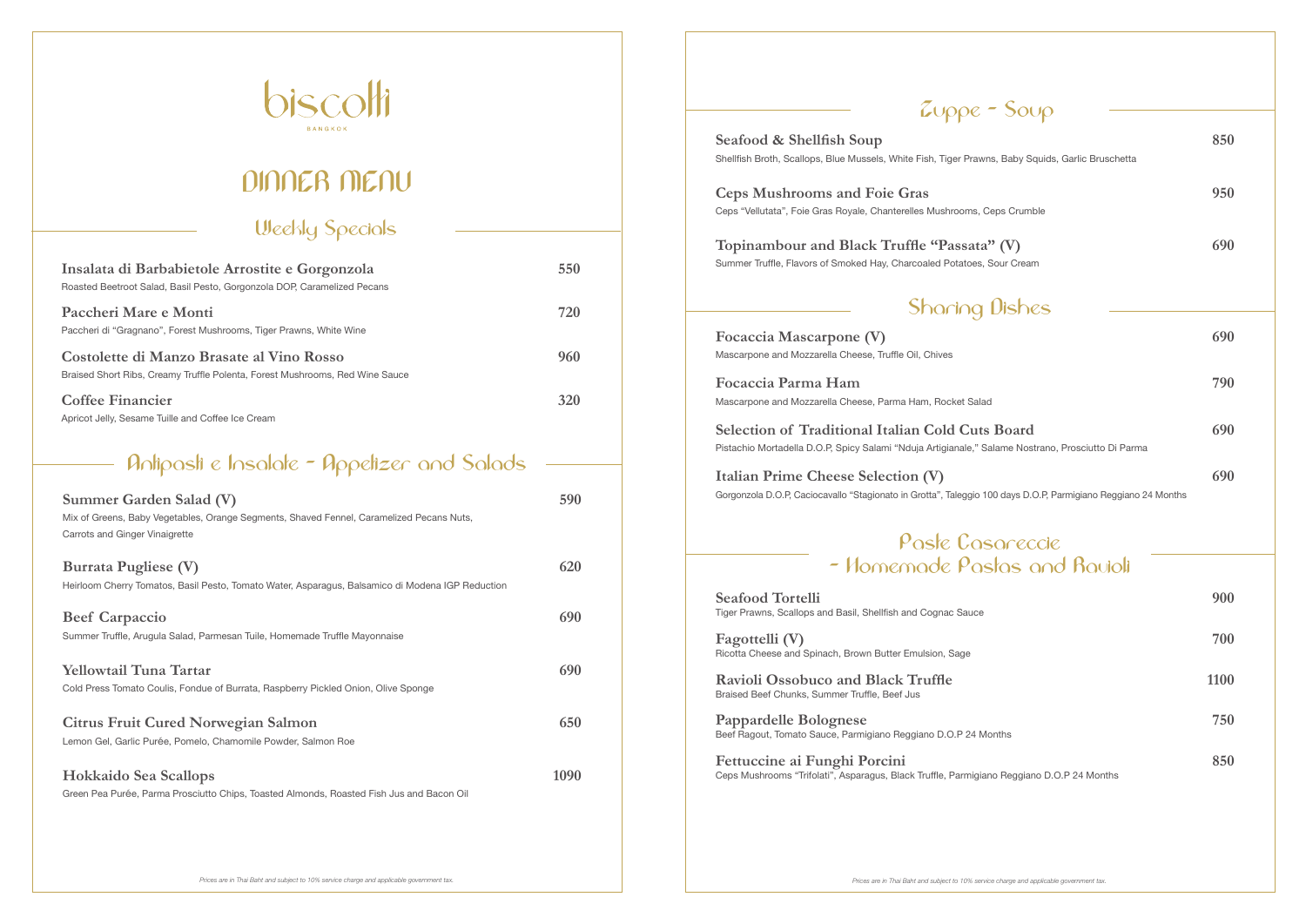# biscotti

BANGKOK

# DINNER MENU

## Weekly Specials

**Insalata di Barbabietole Arrostite e Gorgonzola** 550
Roasted Beetroot Salad, Basil Pesto, Gorgonzola DOP, Caramelized Pecans

**Paccheri Mare e Monti** 720
Paccheri di "Gragnano", Forest Mushrooms, Tiger Prawns, White Wine

**Costolette di Manzo Brasate al Vino Rosso** 960
Braised Short Ribs, Creamy Truffle Polenta, Forest Mushrooms, Red Wine Sauce

**Coffee Financier** 320
Apricot Jelly, Sesame Tuille and Coffee Ice Cream

## Antipasti e Insalate - Appetizer and Salads

**Summer Garden Salad (V)** 590
Mix of Greens, Baby Vegetables, Orange Segments, Shaved Fennel, Caramelized Pecans Nuts, Carrots and Ginger Vinaigrette

**Burrata Pugliese (V)** 620
Heirloom Cherry Tomatos, Basil Pesto, Tomato Water, Asparagus, Balsamico di Modena IGP Reduction

**Beef Carpaccio** 690
Summer Truffle, Arugula Salad, Parmesan Tuile, Homemade Truffle Mayonnaise

**Yellowtail Tuna Tartar** 690
Cold Press Tomato Coulis, Fondue of Burrata, Raspberry Pickled Onion, Olive Sponge

**Citrus Fruit Cured Norwegian Salmon** 650
Lemon Gel, Garlic Purée, Pomelo, Chamomile Powder, Salmon Roe

**Hokkaido Sea Scallops** 1090
Green Pea Purée, Parma Prosciutto Chips, Toasted Almonds, Roasted Fish Jus and Bacon Oil

*Prices are in Thai Baht and subject to 10% service charge and applicable government tax.*

## Zuppe - Soup

**Seafood & Shellfish Soup** 850
Shellfish Broth, Scallops, Blue Mussels, White Fish, Tiger Prawns, Baby Squids, Garlic Bruschetta

**Ceps Mushrooms and Foie Gras** 950
Ceps "Vellutata", Foie Gras Royale, Chanterelles Mushrooms, Ceps Crumble

**Topinambour and Black Truffle "Passata" (V)** 690
Summer Truffle, Flavors of Smoked Hay, Charcoaled Potatoes, Sour Cream

## Sharing Dishes

**Focaccia Mascarpone (V)** 690
Mascarpone and Mozzarella Cheese, Truffle Oil, Chives

**Focaccia Parma Ham** 790
Mascarpone and Mozzarella Cheese, Parma Ham, Rocket Salad

**Selection of Traditional Italian Cold Cuts Board** 690
Pistachio Mortadella D.O.P, Spicy Salami "Nduja Artigianale," Salame Nostrano, Prosciutto Di Parma

**Italian Prime Cheese Selection (V)** 690
Gorgonzola D.O.P, Caciocavallo "Stagionato in Grotta", Taleggio 100 days D.O.P, Parmigiano Reggiano 24 Months

## Paste Casarecce - Homemade Pastas and Ravioli

**Seafood Tortelli** 900
Tiger Prawns, Scallops and Basil, Shellfish and Cognac Sauce

**Fagottelli (V)** 700
Ricotta Cheese and Spinach, Brown Butter Emulsion, Sage

**Ravioli Ossobuco and Black Truffle** 1100
Braised Beef Chunks, Summer Truffle, Beef Jus

**Pappardelle Bolognese** 750
Beef Ragout, Tomato Sauce, Parmigiano Reggiano D.O.P 24 Months

**Fettuccine ai Funghi Porcini** 850
Ceps Mushrooms "Trifolati", Asparagus, Black Truffle, Parmigiano Reggiano D.O.P 24 Months

*Prices are in Thai Baht and subject to 10% service charge and applicable government tax.*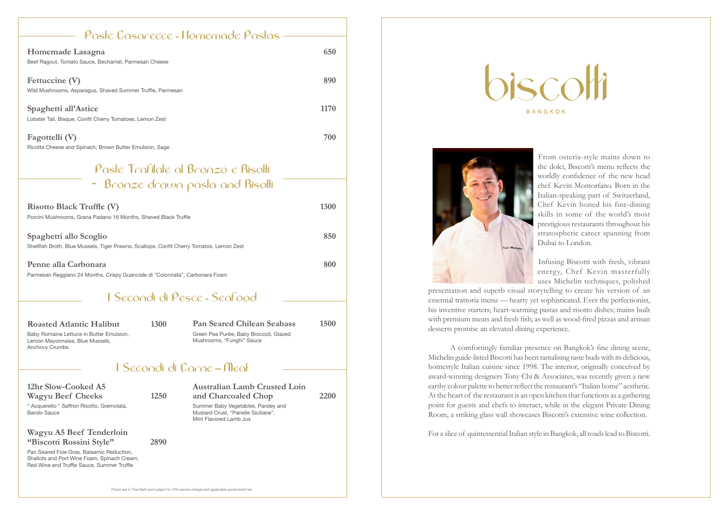## Paste Casarecce - Homemade Pastas

**Homemade Lasagna** — **650**
Beef Ragout, Tomato Sauce, Bechamel, Parmesan Cheese

**Fettuccine (V)** — **890**
Wild Mushrooms, Asparagus, Shaved Summer Truffle, Parmesan

**Spaghetti all'Astice** — **1170**
Lobster Tail, Bisque, Confit Cherry Tomatoes, Lemon Zest

**Fagottelli (V)** — **700**
Ricotta Cheese and Spinach, Brown Butter Emulsion, Sage

## Paste Trafilate al Bronzo e Risotti - Bronze drawn pasta and Risotti

**Risotto Black Truffle (V)** — **1300**
Porcini Mushrooms, Grana Padano 16 Months, Shaved Black Truffle

**Spaghetti allo Scoglio** — **850**
Shellfish Broth, Blue Mussels, Tiger Prawns, Scallops, Confit Cherry Tomatos, Lemon Zest

**Penne alla Carbonara** — **800**
Parmesan Reggiano 24 Months, Crispy Guanciale di "Colonnata", Carbonara Foam

## I Secondi di Pesce - Seafood

**Roasted Atlantic Halibut** — **1300**
Baby Romaine Lettuce in Butter Emulsion, Lemon Mayonnaise, Blue Mussels, Anchovy Crumbs

**Pan Seared Chilean Seabass** — **1500**
Green Pea Purée, Baby Broccoli, Glazed Mushrooms, "Funghi" Sauce

## I Secondi di Carne – Meat

**12hr Slow-Cooked A5 Wagyu Beef Cheeks** — **1250**
" Acquerello " Saffron Risotto, Gremolata, Barolo Sauce

**Wagyu A5 Beef Tenderloin "Biscotti Rossini Style"** — **2890**
Pan Seared Foie Gras, Balsamic Reduction, Shallots and Port Wine Foam, Spinach Cream, Red Wine and Truffle Sauce, Summer Truffle

**Australian Lamb Crusted Loin and Charcoaled Chop** — **2200**
Summer Baby Vegetables, Parsley and Mustard Crust, "Panelle Siciliane", Mint Flavored Lamb Jus

*Prices are in Thai Baht and subject to 10% service charge and applicable government tax.*

# biscotti

BANGKOK

From osteria-style mains down to the dolci, Biscotti's menu reflects the worldly confidence of the new head chef Kevin Montorfano. Born in the Italian-speaking part of Switzerland, Chef Kevin honed his fine-dining skills in some of the world's most prestigious restaurants throughout his stratospheric career spanning from Dubai to London.

Infusing Biscotti with fresh, vibrant energy, Chef Kevin masterfully uses Michelin techniques, polished presentation and superb visual storytelling to create his version of an essential trattoria menu — hearty yet sophisticated. Ever the perfectionist, his inventive starters; heart-warming pastas and risotto dishes; mains built with premium meats and fresh fish; as well as wood-fired pizzas and artisan desserts promise an elevated dining experience.

A comfortingly familiar presence on Bangkok's fine dining scene, Michelin guide-listed Biscotti has been tantalising taste buds with its delicious, homestyle Italian cuisine since 1998. The interior, originally conceived by award-winning designers Tony Chi & Associates, was recently given a new earthy colour palette to better reflect the restaurant's "Italian home" aesthetic. At the heart of the restaurant is an open kitchen that functions as a gathering point for guests and chefs to interact, while in the elegant Private Dining Room, a striking glass wall showcases Biscotti's extensive wine collection.

For a slice of quintessential Italian style in Bangkok, all roads lead to Biscotti.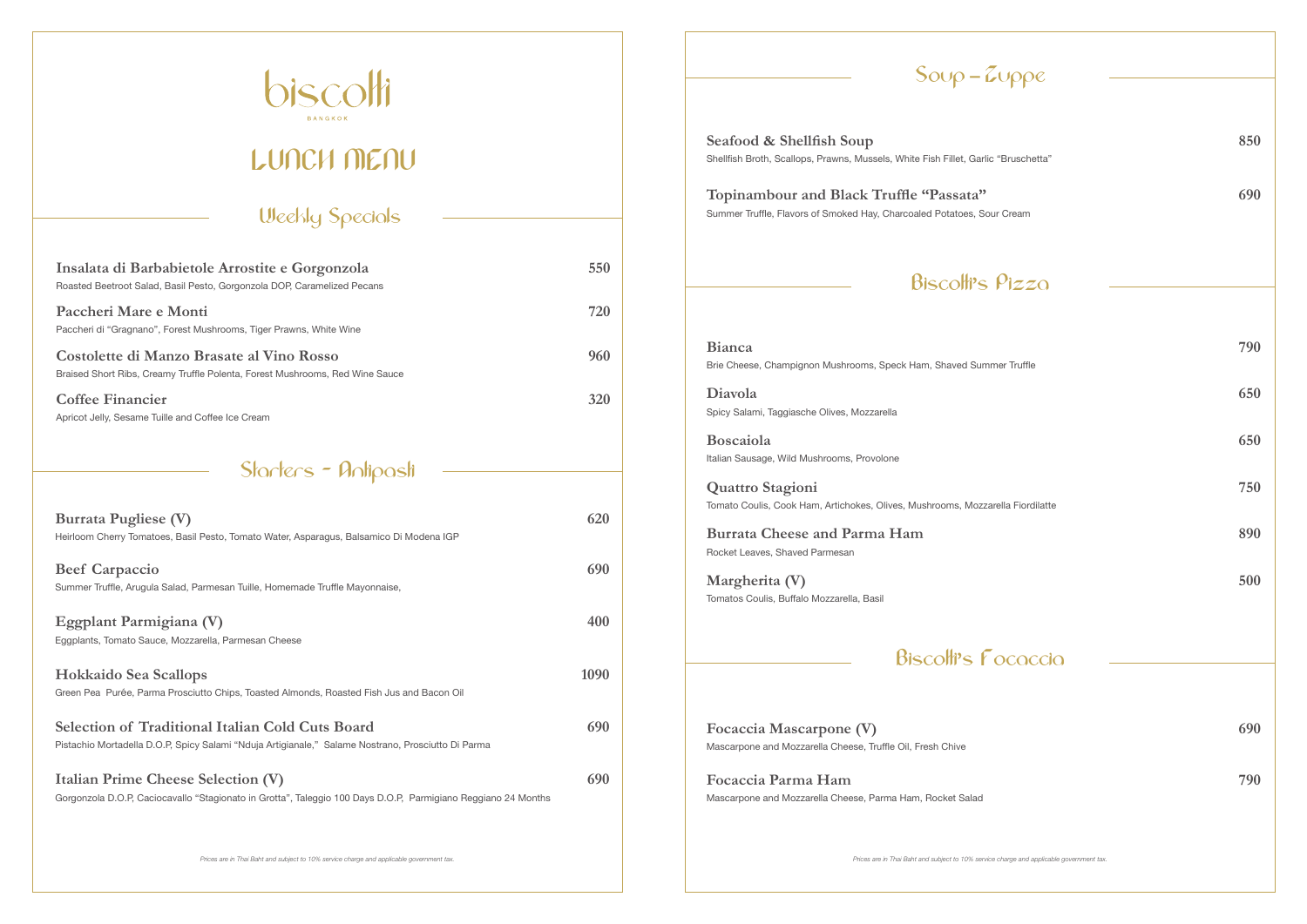# biscotti

BANGKOK

# LUNCH MENU

## Weekly Specials

**Insalata di Barbabietole Arrostite e Gorgonzola** 550
Roasted Beetroot Salad, Basil Pesto, Gorgonzola DOP, Caramelized Pecans

**Paccheri Mare e Monti** 720
Paccheri di "Gragnano", Forest Mushrooms, Tiger Prawns, White Wine

**Costolette di Manzo Brasate al Vino Rosso** 960
Braised Short Ribs, Creamy Truffle Polenta, Forest Mushrooms, Red Wine Sauce

**Coffee Financier** 320
Apricot Jelly, Sesame Tuille and Coffee Ice Cream

## Starters - Antipasti

**Burrata Pugliese (V)** 620
Heirloom Cherry Tomatoes, Basil Pesto, Tomato Water, Asparagus, Balsamico Di Modena IGP

**Beef Carpaccio** 690
Summer Truffle, Arugula Salad, Parmesan Tuille, Homemade Truffle Mayonnaise,

**Eggplant Parmigiana (V)** 400
Eggplants, Tomato Sauce, Mozzarella, Parmesan Cheese

**Hokkaido Sea Scallops** 1090
Green Pea Purée, Parma Prosciutto Chips, Toasted Almonds, Roasted Fish Jus and Bacon Oil

**Selection of Traditional Italian Cold Cuts Board** 690
Pistachio Mortadella D.O.P, Spicy Salami "Nduja Artigianale," Salame Nostrano, Prosciutto Di Parma

**Italian Prime Cheese Selection (V)** 690
Gorgonzola D.O.P, Caciocavallo "Stagionato in Grotta", Taleggio 100 Days D.O.P, Parmigiano Reggiano 24 Months

*Prices are in Thai Baht and subject to 10% service charge and applicable government tax.*

## Soup – Zuppe

**Seafood & Shellfish Soup** 850
Shellfish Broth, Scallops, Prawns, Mussels, White Fish Fillet, Garlic "Bruschetta"

**Topinambour and Black Truffle "Passata"** 690
Summer Truffle, Flavors of Smoked Hay, Charcoaled Potatoes, Sour Cream

## Biscotti's Pizza

**Bianca** 790
Brie Cheese, Champignon Mushrooms, Speck Ham, Shaved Summer Truffle

**Diavola** 650
Spicy Salami, Taggiasche Olives, Mozzarella

**Boscaiola** 650
Italian Sausage, Wild Mushrooms, Provolone

**Quattro Stagioni** 750
Tomato Coulis, Cook Ham, Artichokes, Olives, Mushrooms, Mozzarella Fiordilatte

**Burrata Cheese and Parma Ham** 890
Rocket Leaves, Shaved Parmesan

**Margherita (V)** 500
Tomatos Coulis, Buffalo Mozzarella, Basil

## Biscotti's Focaccia

**Focaccia Mascarpone (V)** 690
Mascarpone and Mozzarella Cheese, Truffle Oil, Fresh Chive

**Focaccia Parma Ham** 790
Mascarpone and Mozzarella Cheese, Parma Ham, Rocket Salad

*Prices are in Thai Baht and subject to 10% service charge and applicable government tax.*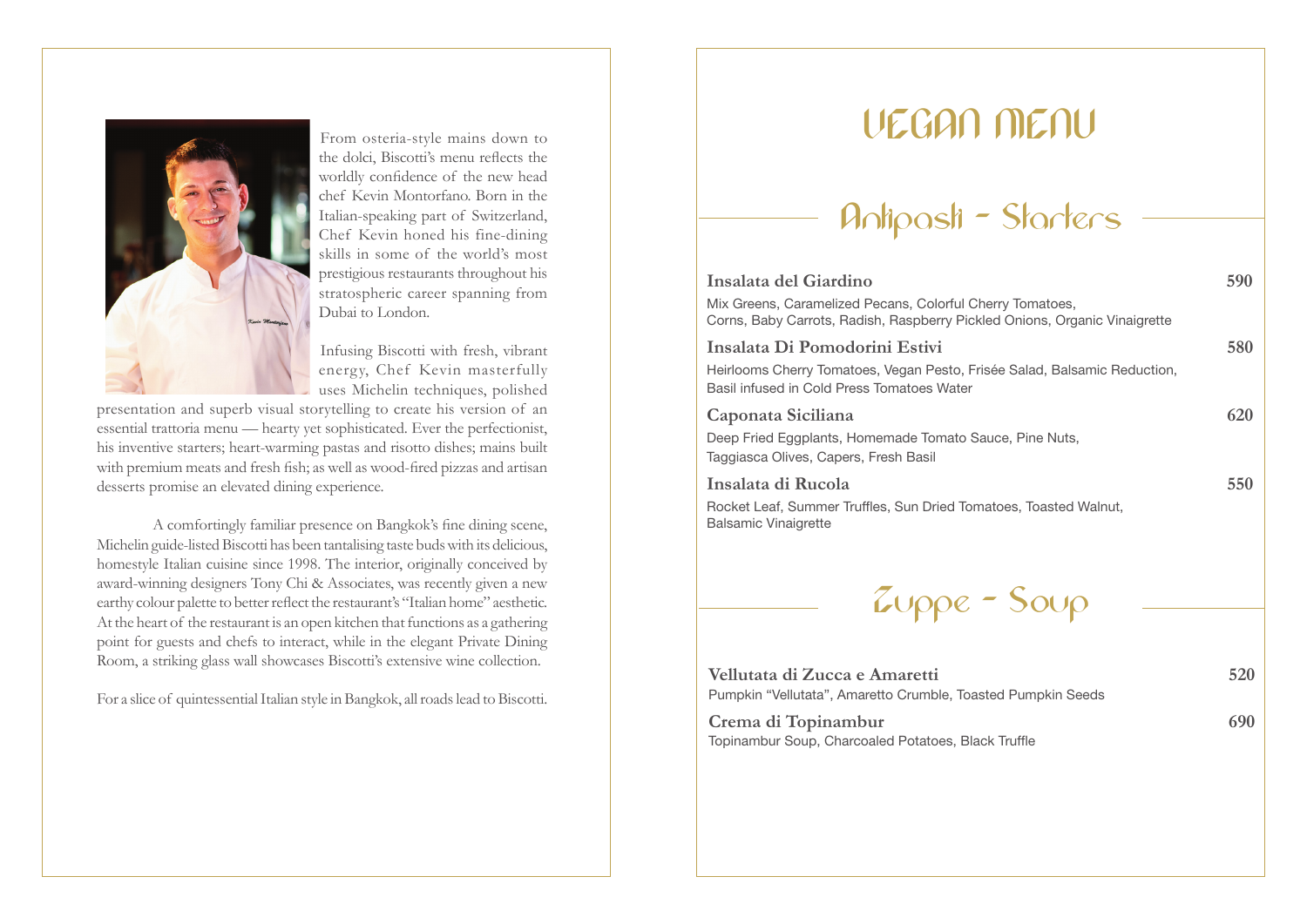From osteria-style mains down to the dolci, Biscotti's menu reflects the worldly confidence of the new head chef Kevin Montorfano. Born in the Italian-speaking part of Switzerland, Chef Kevin honed his fine-dining skills in some of the world's most prestigious restaurants throughout his stratospheric career spanning from Dubai to London.

Infusing Biscotti with fresh, vibrant energy, Chef Kevin masterfully uses Michelin techniques, polished presentation and superb visual storytelling to create his version of an essential trattoria menu — hearty yet sophisticated. Ever the perfectionist, his inventive starters; heart-warming pastas and risotto dishes; mains built with premium meats and fresh fish; as well as wood-fired pizzas and artisan desserts promise an elevated dining experience.

A comfortingly familiar presence on Bangkok's fine dining scene, Michelin guide-listed Biscotti has been tantalising taste buds with its delicious, homestyle Italian cuisine since 1998. The interior, originally conceived by award-winning designers Tony Chi & Associates, was recently given a new earthy colour palette to better reflect the restaurant's "Italian home" aesthetic. At the heart of the restaurant is an open kitchen that functions as a gathering point for guests and chefs to interact, while in the elegant Private Dining Room, a striking glass wall showcases Biscotti's extensive wine collection.

For a slice of quintessential Italian style in Bangkok, all roads lead to Biscotti.

# VEGAN MENU

## Antipasti - Starters

**Insalata del Giardino** **590**
Mix Greens, Caramelized Pecans, Colorful Cherry Tomatoes, Corns, Baby Carrots, Radish, Raspberry Pickled Onions, Organic Vinaigrette

**Insalata Di Pomodorini Estivi** **580**
Heirlooms Cherry Tomatoes, Vegan Pesto, Frisée Salad, Balsamic Reduction, Basil infused in Cold Press Tomatoes Water

**Caponata Siciliana** **620**
Deep Fried Eggplants, Homemade Tomato Sauce, Pine Nuts, Taggiasca Olives, Capers, Fresh Basil

**Insalata di Rucola** **550**
Rocket Leaf, Summer Truffles, Sun Dried Tomatoes, Toasted Walnut, Balsamic Vinaigrette

## Zuppe - Soup

**Vellutata di Zucca e Amaretti** **520**
Pumpkin "Vellutata", Amaretto Crumble, Toasted Pumpkin Seeds

**Crema di Topinambur** **690**
Topinambur Soup, Charcoaled Potatoes, Black Truffle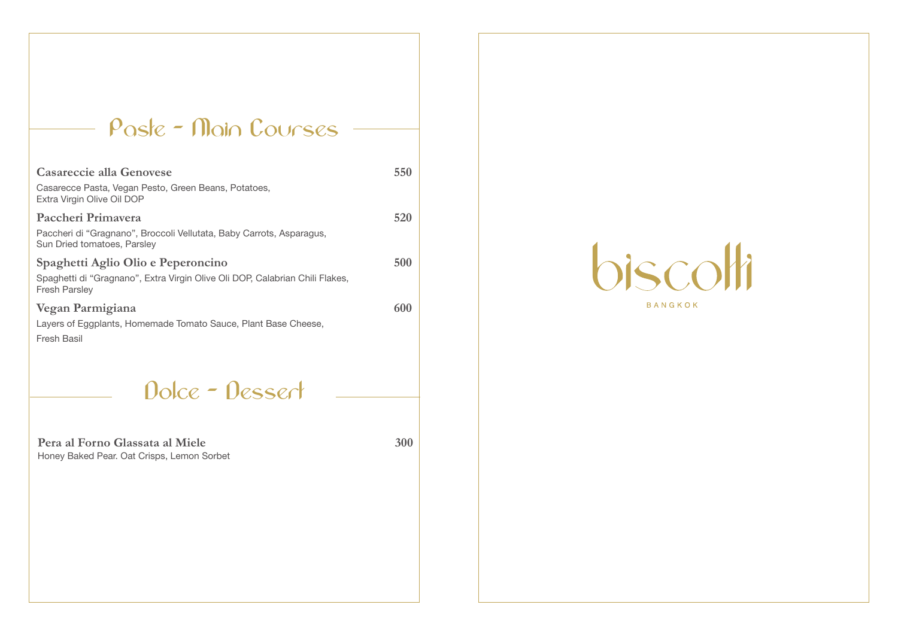## Paste - Main Courses

**Casareccie alla Genovese** **550**

Casarecce Pasta, Vegan Pesto, Green Beans, Potatoes, Extra Virgin Olive Oil DOP

**Paccheri Primavera** **520**

Paccheri di “Gragnano”, Broccoli Vellutata, Baby Carrots, Asparagus, Sun Dried tomatoes, Parsley

**Spaghetti Aglio Olio e Peperoncino** **500**

Spaghetti di “Gragnano”, Extra Virgin Olive Oli DOP, Calabrian Chili Flakes, Fresh Parsley

**Vegan Parmigiana** **600**

Layers of Eggplants, Homemade Tomato Sauce, Plant Base Cheese, Fresh Basil

## Dolce - Dessert

**Pera al Forno Glassata al Miele** **300**

Honey Baked Pear. Oat Crisps, Lemon Sorbet

biscotti

BANGKOK